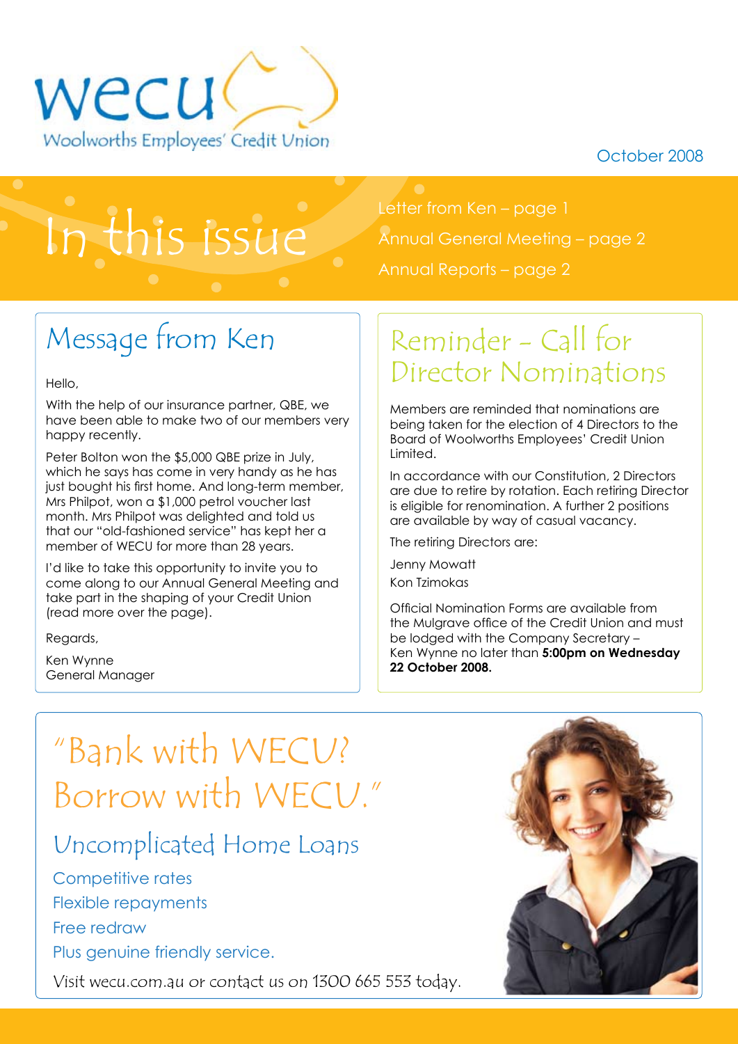wecu
Woolworths Employees' Credit Union

October 2008

# In this issue

Letter from Ken – page 1

Annual General Meeting – page 2

Annual Reports – page 2

## Message from Ken

Hello,

With the help of our insurance partner, QBE, we have been able to make two of our members very happy recently.

Peter Bolton won the $5,000 QBE prize in July, which he says has come in very handy as he has just bought his first home. And long-term member, Mrs Philpot, won a $1,000 petrol voucher last month. Mrs Philpot was delighted and told us that our "old-fashioned service" has kept her a member of WECU for more than 28 years.

I'd like to take this opportunity to invite you to come along to our Annual General Meeting and take part in the shaping of your Credit Union (read more over the page).

Regards,

Ken Wynne
General Manager

## Reminder - Call for Director Nominations

Members are reminded that nominations are being taken for the election of 4 Directors to the Board of Woolworths Employees' Credit Union Limited.

In accordance with our Constitution, 2 Directors are due to retire by rotation. Each retiring Director is eligible for renomination. A further 2 positions are available by way of casual vacancy.

The retiring Directors are:

Jenny Mowatt

Kon Tzimokas

Official Nomination Forms are available from the Mulgrave office of the Credit Union and must be lodged with the Company Secretary – Ken Wynne no later than **5:00pm on Wednesday 22 October 2008.**

## "Bank with WECU? Borrow with WECU."

### Uncomplicated Home Loans

Competitive rates

Flexible repayments

Free redraw

Plus genuine friendly service.

Visit wecu.com.au or contact us on 1300 665 553 today.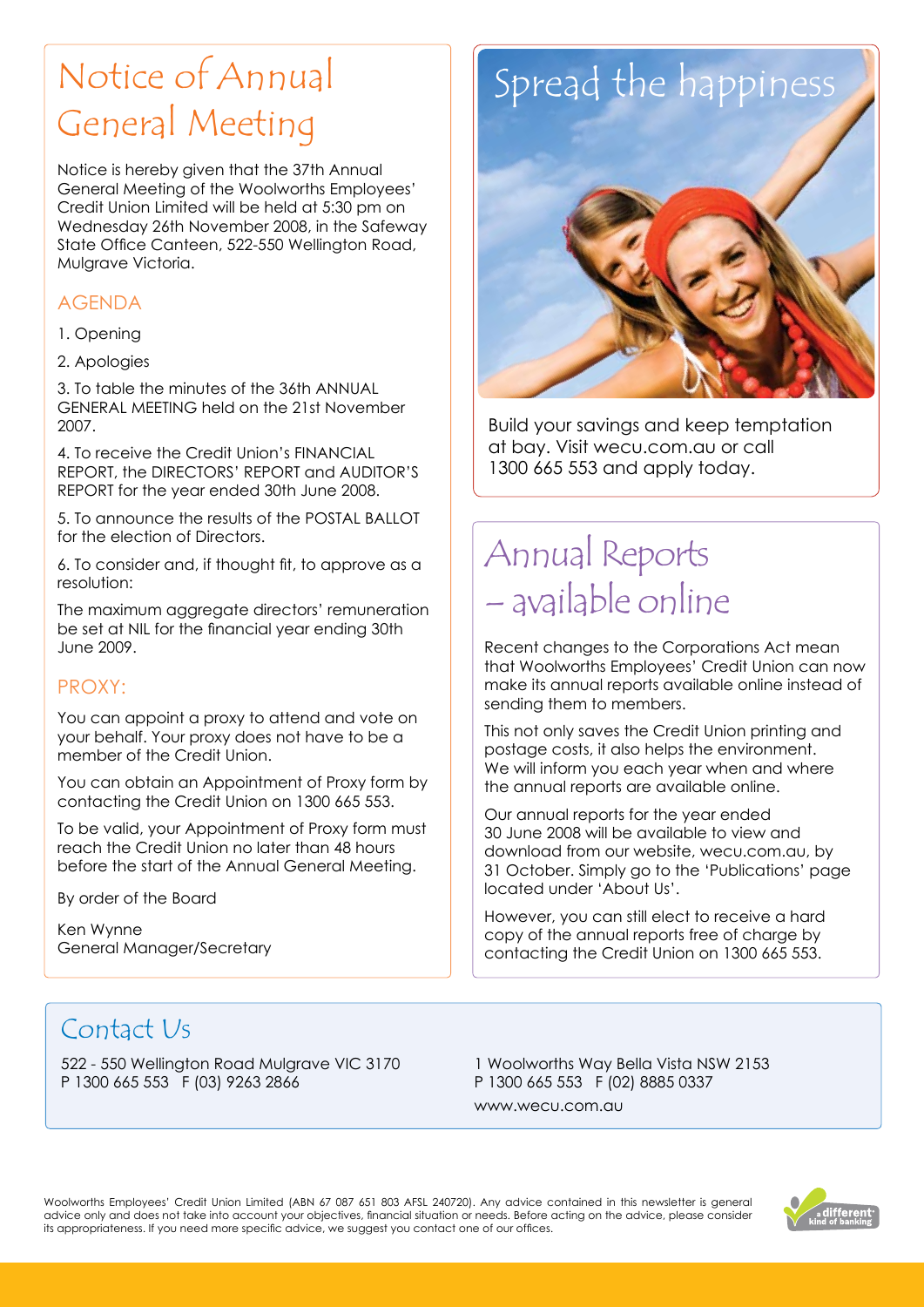# Notice of Annual General Meeting

Notice is hereby given that the 37th Annual General Meeting of the Woolworths Employees' Credit Union Limited will be held at 5:30 pm on Wednesday 26th November 2008, in the Safeway State Office Canteen, 522-550 Wellington Road, Mulgrave Victoria.

## AGENDA

1. Opening
2. Apologies
3. To table the minutes of the 36th ANNUAL GENERAL MEETING held on the 21st November 2007.
4. To receive the Credit Union's FINANCIAL REPORT, the DIRECTORS' REPORT and AUDITOR'S REPORT for the year ended 30th June 2008.
5. To announce the results of the POSTAL BALLOT for the election of Directors.
6. To consider and, if thought fit, to approve as a resolution:

The maximum aggregate directors' remuneration be set at NIL for the financial year ending 30th June 2009.

## PROXY:

You can appoint a proxy to attend and vote on your behalf. Your proxy does not have to be a member of the Credit Union.

You can obtain an Appointment of Proxy form by contacting the Credit Union on 1300 665 553.

To be valid, your Appointment of Proxy form must reach the Credit Union no later than 48 hours before the start of the Annual General Meeting.

By order of the Board

Ken Wynne
General Manager/Secretary

# Spread the happiness

Build your savings and keep temptation at bay. Visit wecu.com.au or call 1300 665 553 and apply today.

# Annual Reports – available online

Recent changes to the Corporations Act mean that Woolworths Employees' Credit Union can now make its annual reports available online instead of sending them to members.

This not only saves the Credit Union printing and postage costs, it also helps the environment. We will inform you each year when and where the annual reports are available online.

Our annual reports for the year ended 30 June 2008 will be available to view and download from our website, wecu.com.au, by 31 October. Simply go to the 'Publications' page located under 'About Us'.

However, you can still elect to receive a hard copy of the annual reports free of charge by contacting the Credit Union on 1300 665 553.

# Contact Us

522 - 550 Wellington Road Mulgrave VIC 3170
P 1300 665 553 F (03) 9263 2866

1 Woolworths Way Bella Vista NSW 2153
P 1300 665 553 F (02) 8885 0337

www.wecu.com.au

Woolworths Employees' Credit Union Limited (ABN 67 087 651 803 AFSL 240720). Any advice contained in this newsletter is general advice only and does not take into account your objectives, financial situation or needs. Before acting on the advice, please consider its appropriateness. If you need more specific advice, we suggest you contact one of our offices.

a different kind of banking